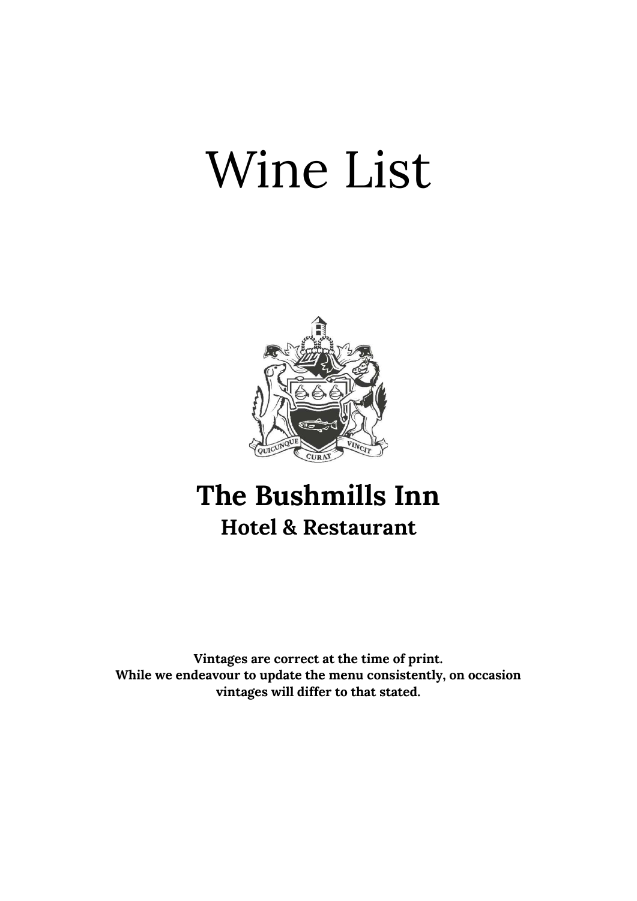# Wine List

## The Bushmills Inn
### Hotel & Restaurant

**Vintages are correct at the time of print.**
**While we endeavour to update the menu consistently, on occasion vintages will differ to that stated.**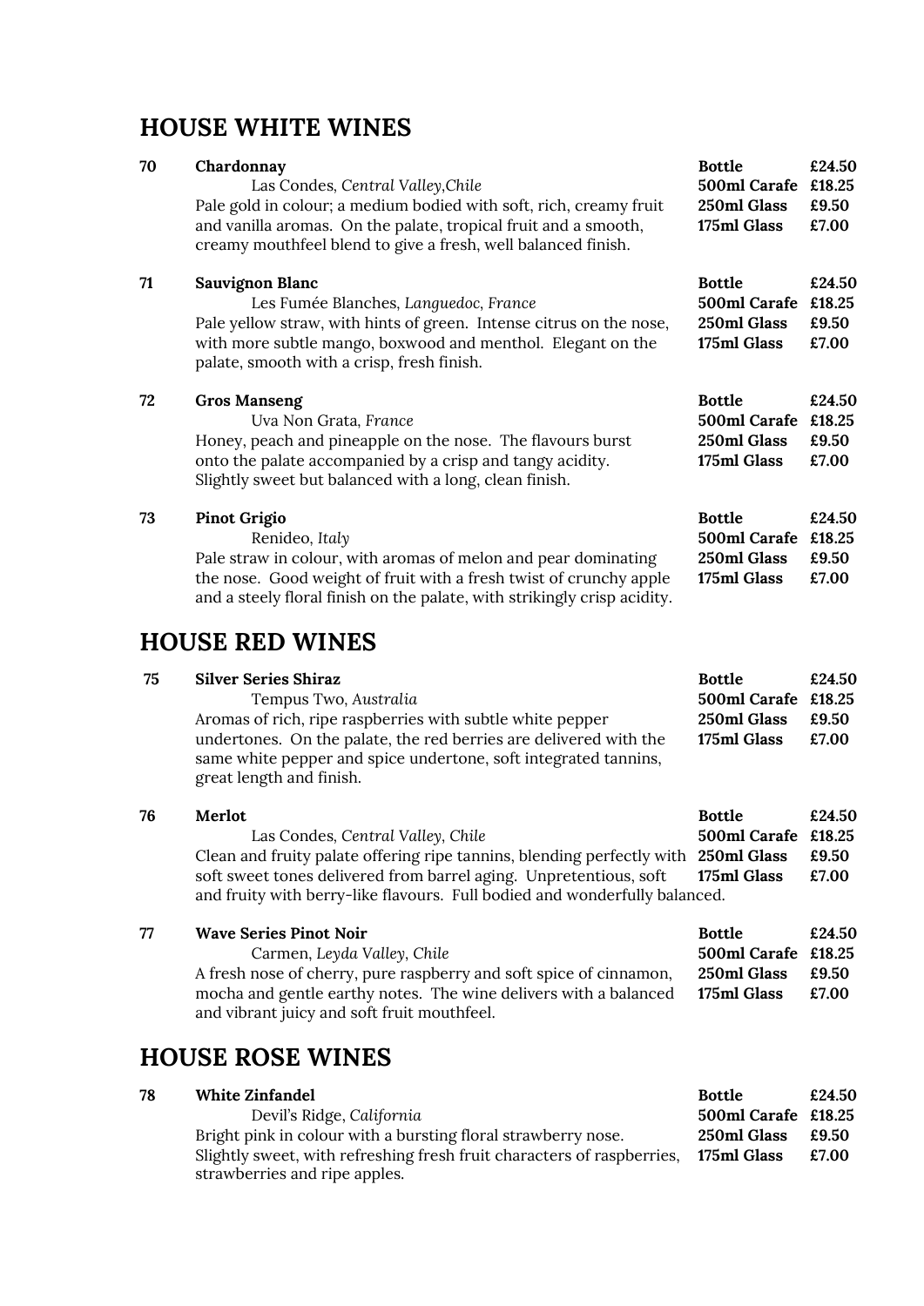## HOUSE WHITE WINES

**70 Chardonnay**

Las Condes, *Central Valley,Chile*

Pale gold in colour; a medium bodied with soft, rich, creamy fruit and vanilla aromas. On the palate, tropical fruit and a smooth, creamy mouthfeel blend to give a fresh, well balanced finish.

| | |
|---|---|
| **Bottle** | **£24.50** |
| **500ml Carafe** | **£18.25** |
| **250ml Glass** | **£9.50** |
| **175ml Glass** | **£7.00** |

**71 Sauvignon Blanc**

Les Fumée Blanches, *Languedoc, France*

Pale yellow straw, with hints of green. Intense citrus on the nose, with more subtle mango, boxwood and menthol. Elegant on the palate, smooth with a crisp, fresh finish.

| | |
|---|---|
| **Bottle** | **£24.50** |
| **500ml Carafe** | **£18.25** |
| **250ml Glass** | **£9.50** |
| **175ml Glass** | **£7.00** |

**72 Gros Manseng**

Uva Non Grata, *France*

Honey, peach and pineapple on the nose. The flavours burst onto the palate accompanied by a crisp and tangy acidity. Slightly sweet but balanced with a long, clean finish.

| | |
|---|---|
| **Bottle** | **£24.50** |
| **500ml Carafe** | **£18.25** |
| **250ml Glass** | **£9.50** |
| **175ml Glass** | **£7.00** |

**73 Pinot Grigio**

Renideo, *Italy*

Pale straw in colour, with aromas of melon and pear dominating the nose. Good weight of fruit with a fresh twist of crunchy apple and a steely floral finish on the palate, with strikingly crisp acidity.

| | |
|---|---|
| **Bottle** | **£24.50** |
| **500ml Carafe** | **£18.25** |
| **250ml Glass** | **£9.50** |
| **175ml Glass** | **£7.00** |

## HOUSE RED WINES

**75 Silver Series Shiraz**

Tempus Two, *Australia*

Aromas of rich, ripe raspberries with subtle white pepper undertones. On the palate, the red berries are delivered with the same white pepper and spice undertone, soft integrated tannins, great length and finish.

| | |
|---|---|
| **Bottle** | **£24.50** |
| **500ml Carafe** | **£18.25** |
| **250ml Glass** | **£9.50** |
| **175ml Glass** | **£7.00** |

**76 Merlot**

Las Condes, *Central Valley, Chile*

Clean and fruity palate offering ripe tannins, blending perfectly with soft sweet tones delivered from barrel aging. Unpretentious, soft and fruity with berry-like flavours. Full bodied and wonderfully balanced.

| | |
|---|---|
| **Bottle** | **£24.50** |
| **500ml Carafe** | **£18.25** |
| **250ml Glass** | **£9.50** |
| **175ml Glass** | **£7.00** |

**77 Wave Series Pinot Noir**

Carmen, *Leyda Valley, Chile*

A fresh nose of cherry, pure raspberry and soft spice of cinnamon, mocha and gentle earthy notes. The wine delivers with a balanced and vibrant juicy and soft fruit mouthfeel.

| | |
|---|---|
| **Bottle** | **£24.50** |
| **500ml Carafe** | **£18.25** |
| **250ml Glass** | **£9.50** |
| **175ml Glass** | **£7.00** |

## HOUSE ROSE WINES

**78 White Zinfandel**

Devil's Ridge, *California*

Bright pink in colour with a bursting floral strawberry nose. Slightly sweet, with refreshing fresh fruit characters of raspberries, strawberries and ripe apples.

| | |
|---|---|
| **Bottle** | **£24.50** |
| **500ml Carafe** | **£18.25** |
| **250ml Glass** | **£9.50** |
| **175ml Glass** | **£7.00** |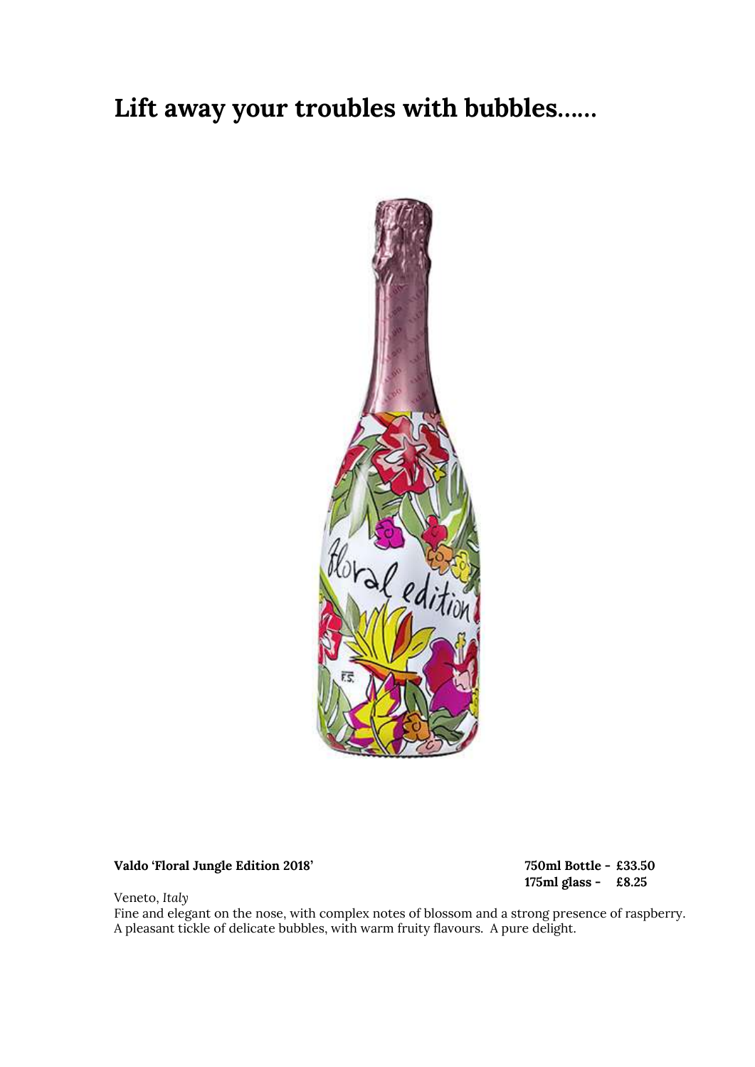# Lift away your troubles with bubbles......

**Valdo 'Floral Jungle Edition 2018'**

**750ml Bottle - £33.50**
**175ml glass - £8.25**

Veneto, *Italy*

Fine and elegant on the nose, with complex notes of blossom and a strong presence of raspberry. A pleasant tickle of delicate bubbles, with warm fruity flavours. A pure delight.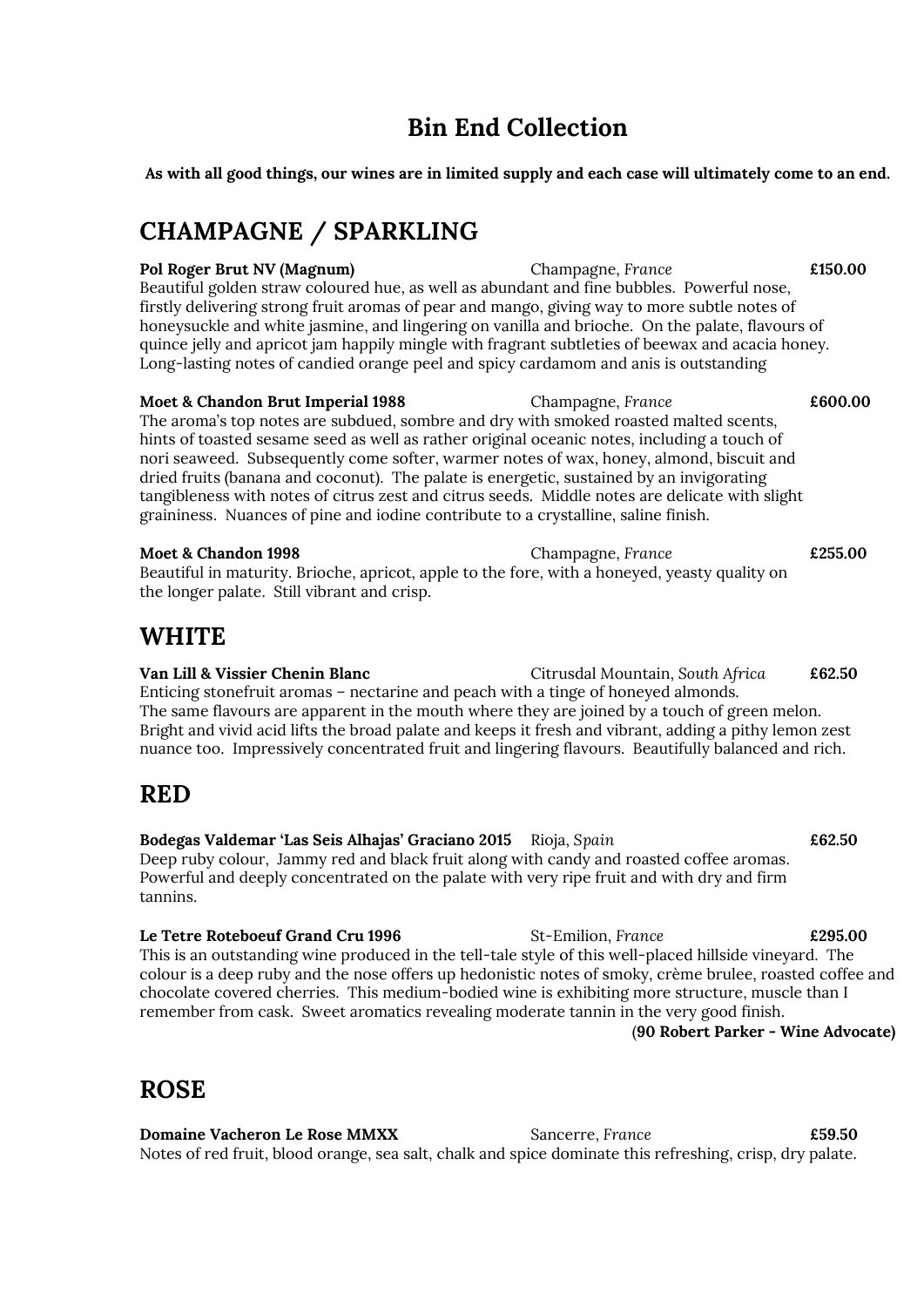# Bin End Collection

**As with all good things, our wines are in limited supply and each case will ultimately come to an end.**

## CHAMPAGNE / SPARKLING

**Pol Roger Brut NV (Magnum)** Champagne, *France* **£150.00**
Beautiful golden straw coloured hue, as well as abundant and fine bubbles. Powerful nose, firstly delivering strong fruit aromas of pear and mango, giving way to more subtle notes of honeysuckle and white jasmine, and lingering on vanilla and brioche. On the palate, flavours of quince jelly and apricot jam happily mingle with fragrant subtleties of beewax and acacia honey. Long-lasting notes of candied orange peel and spicy cardamom and anis is outstanding

**Moet & Chandon Brut Imperial 1988** Champagne, *France* **£600.00**
The aroma's top notes are subdued, sombre and dry with smoked roasted malted scents, hints of toasted sesame seed as well as rather original oceanic notes, including a touch of nori seaweed. Subsequently come softer, warmer notes of wax, honey, almond, biscuit and dried fruits (banana and coconut). The palate is energetic, sustained by an invigorating tangibleness with notes of citrus zest and citrus seeds. Middle notes are delicate with slight graininess. Nuances of pine and iodine contribute to a crystalline, saline finish.

**Moet & Chandon 1998** Champagne, *France* **£255.00**
Beautiful in maturity. Brioche, apricot, apple to the fore, with a honeyed, yeasty quality on the longer palate. Still vibrant and crisp.

## WHITE

**Van Lill & Vissier Chenin Blanc** Citrusdal Mountain, *South Africa* **£62.50**
Enticing stonefruit aromas – nectarine and peach with a tinge of honeyed almonds. The same flavours are apparent in the mouth where they are joined by a touch of green melon. Bright and vivid acid lifts the broad palate and keeps it fresh and vibrant, adding a pithy lemon zest nuance too. Impressively concentrated fruit and lingering flavours. Beautifully balanced and rich.

## RED

**Bodegas Valdemar 'Las Seis Alhajas' Graciano 2015** Rioja, *Spain* **£62.50**
Deep ruby colour, Jammy red and black fruit along with candy and roasted coffee aromas. Powerful and deeply concentrated on the palate with very ripe fruit and with dry and firm tannins.

**Le Tetre Roteboeuf Grand Cru 1996** St-Emilion, *France* **£295.00**
This is an outstanding wine produced in the tell-tale style of this well-placed hillside vineyard. The colour is a deep ruby and the nose offers up hedonistic notes of smoky, crème brulee, roasted coffee and chocolate covered cherries. This medium-bodied wine is exhibiting more structure, muscle than I remember from cask. Sweet aromatics revealing moderate tannin in the very good finish.

**(90 Robert Parker - Wine Advocate)**

## ROSE

**Domaine Vacheron Le Rose MMXX** Sancerre, *France* **£59.50**
Notes of red fruit, blood orange, sea salt, chalk and spice dominate this refreshing, crisp, dry palate.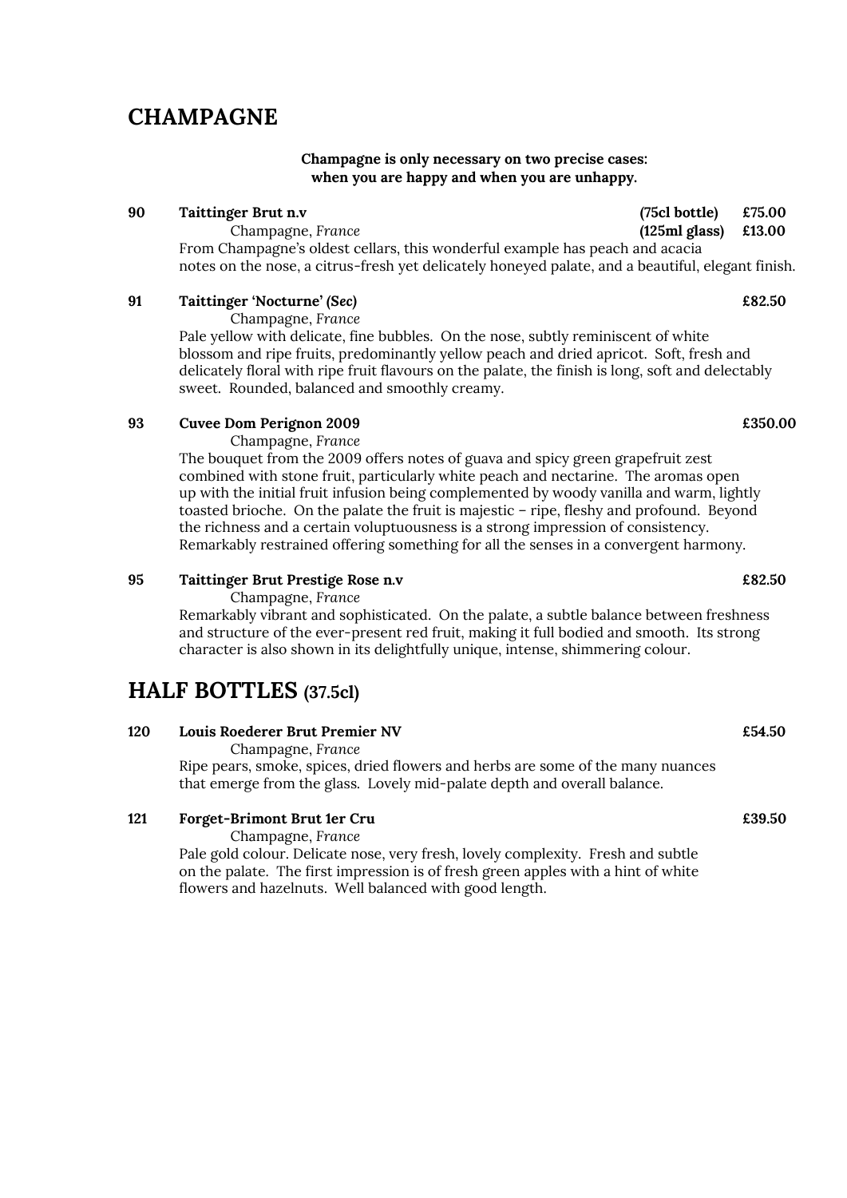## CHAMPAGNE

**Champagne is only necessary on two precise cases:**
**when you are happy and when you are unhappy.**

**90 Taittinger Brut n.v** **(75cl bottle) £75.00**
Champagne, *France* **(125ml glass) £13.00**
From Champagne's oldest cellars, this wonderful example has peach and acacia notes on the nose, a citrus-fresh yet delicately honeyed palate, and a beautiful, elegant finish.

**91 Taittinger 'Nocturne' *(Sec)*** **£82.50**
Champagne, *France*
Pale yellow with delicate, fine bubbles. On the nose, subtly reminiscent of white blossom and ripe fruits, predominantly yellow peach and dried apricot. Soft, fresh and delicately floral with ripe fruit flavours on the palate, the finish is long, soft and delectably sweet. Rounded, balanced and smoothly creamy.

**93 Cuvee Dom Perignon 2009** **£350.00**
Champagne, *France*
The bouquet from the 2009 offers notes of guava and spicy green grapefruit zest combined with stone fruit, particularly white peach and nectarine. The aromas open up with the initial fruit infusion being complemented by woody vanilla and warm, lightly toasted brioche. On the palate the fruit is majestic – ripe, fleshy and profound. Beyond the richness and a certain voluptuousness is a strong impression of consistency. Remarkably restrained offering something for all the senses in a convergent harmony.

**95 Taittinger Brut Prestige Rose n.v** **£82.50**
Champagne, *France*
Remarkably vibrant and sophisticated. On the palate, a subtle balance between freshness and structure of the ever-present red fruit, making it full bodied and smooth. Its strong character is also shown in its delightfully unique, intense, shimmering colour.

## HALF BOTTLES (37.5cl)

**120 Louis Roederer Brut Premier NV** **£54.50**
Champagne, *France*
Ripe pears, smoke, spices, dried flowers and herbs are some of the many nuances that emerge from the glass. Lovely mid-palate depth and overall balance.

**121 Forget-Brimont Brut 1er Cru** **£39.50**
Champagne, *France*
Pale gold colour. Delicate nose, very fresh, lovely complexity. Fresh and subtle on the palate. The first impression is of fresh green apples with a hint of white flowers and hazelnuts. Well balanced with good length.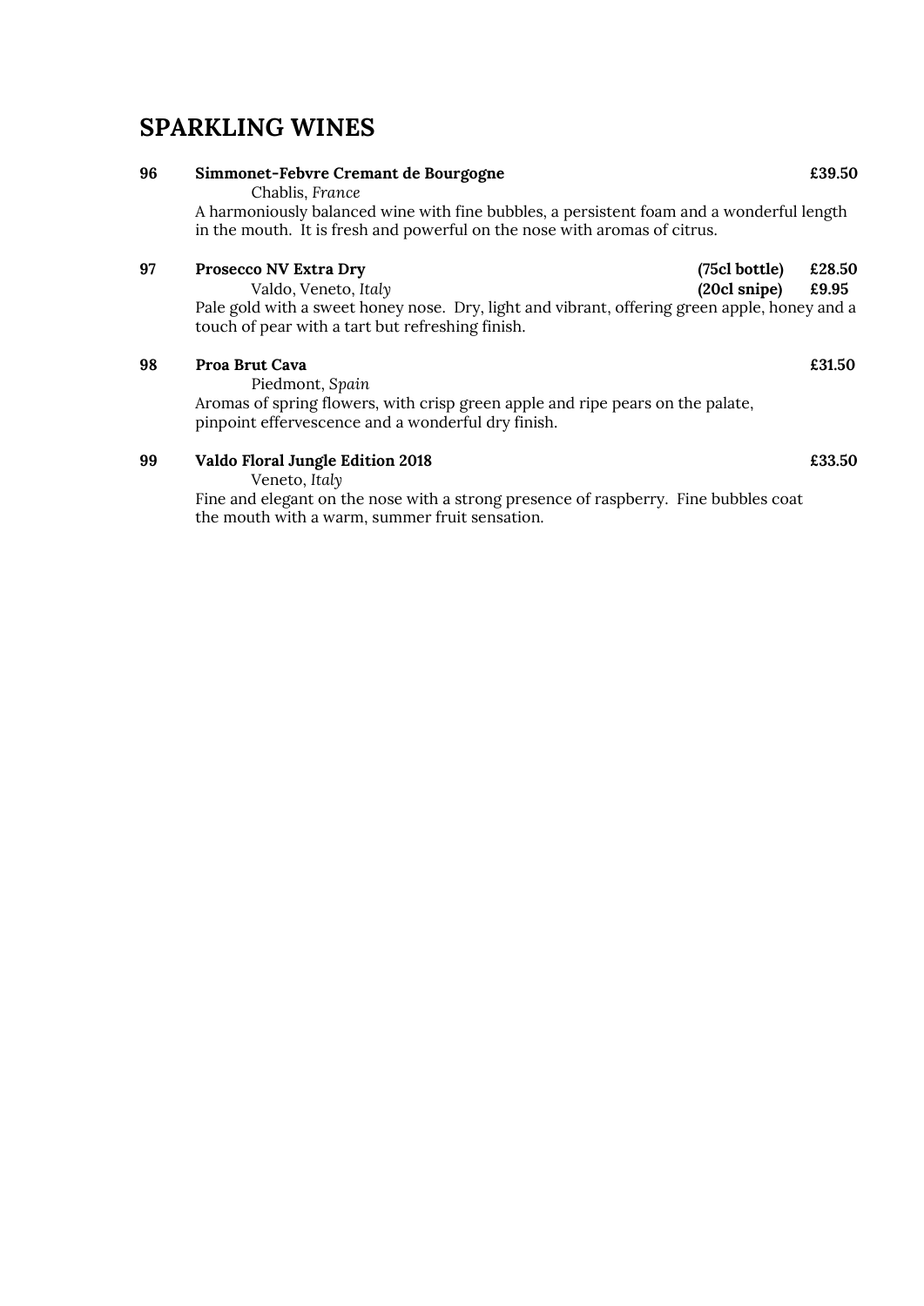## SPARKLING WINES

**96 Simmonet-Febvre Cremant de Bourgogne** **£39.50**
Chablis, *France*
A harmoniously balanced wine with fine bubbles, a persistent foam and a wonderful length in the mouth. It is fresh and powerful on the nose with aromas of citrus.

**97 Prosecco NV Extra Dry** **(75cl bottle) £28.50**
Valdo, Veneto, *Italy* **(20cl snipe) £9.95**
Pale gold with a sweet honey nose. Dry, light and vibrant, offering green apple, honey and a touch of pear with a tart but refreshing finish.

**98 Proa Brut Cava** **£31.50**
Piedmont, *Spain*
Aromas of spring flowers, with crisp green apple and ripe pears on the palate, pinpoint effervescence and a wonderful dry finish.

**99 Valdo Floral Jungle Edition 2018** **£33.50**
Veneto, *Italy*
Fine and elegant on the nose with a strong presence of raspberry. Fine bubbles coat the mouth with a warm, summer fruit sensation.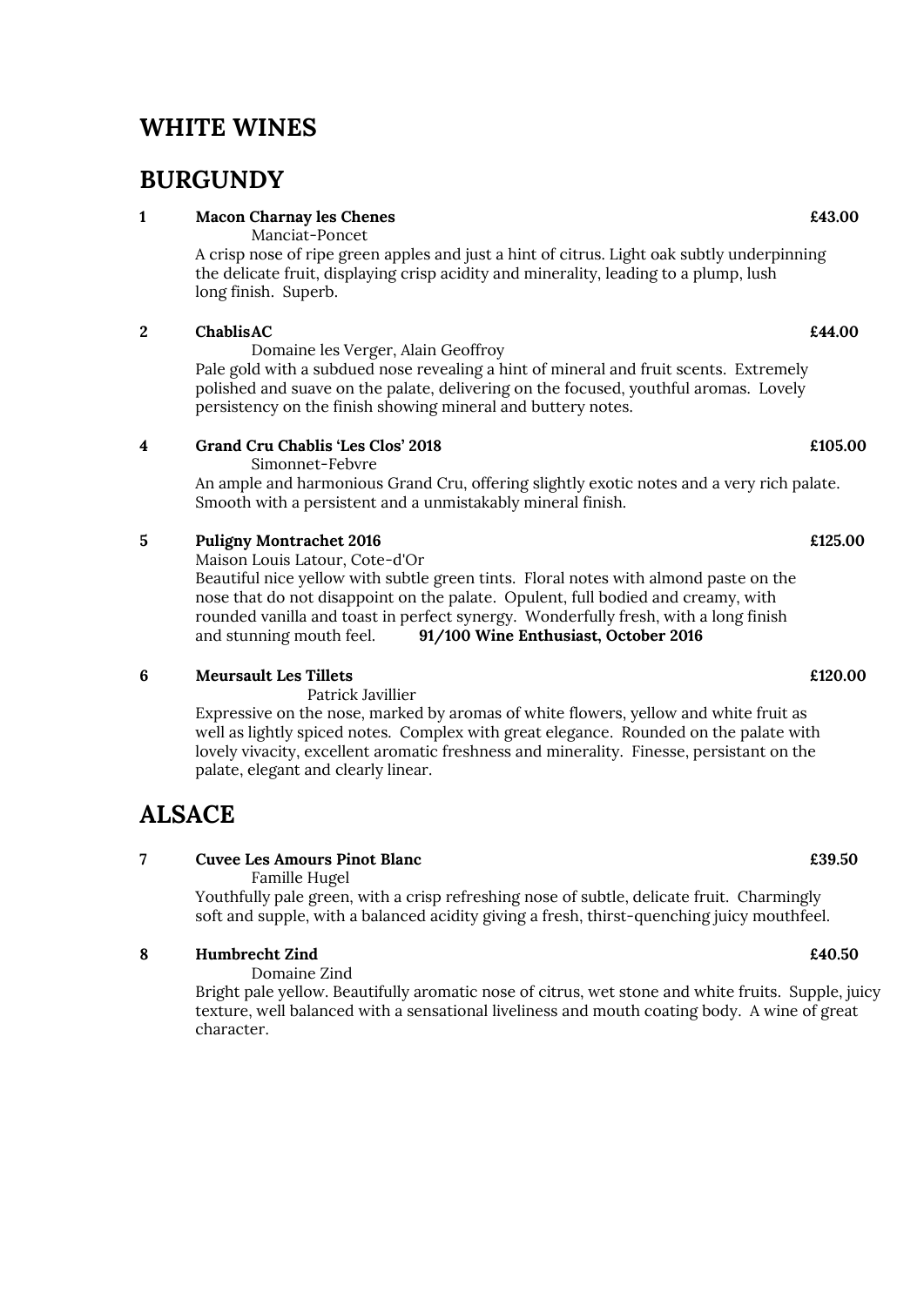# WHITE WINES

## BURGUNDY

**1** **Macon Charnay les Chenes** **£43.00**
Manciat-Poncet
A crisp nose of ripe green apples and just a hint of citrus. Light oak subtly underpinning the delicate fruit, displaying crisp acidity and minerality, leading to a plump, lush long finish. Superb.

**2** **ChablisAC** **£44.00**
Domaine les Verger, Alain Geoffroy
Pale gold with a subdued nose revealing a hint of mineral and fruit scents. Extremely polished and suave on the palate, delivering on the focused, youthful aromas. Lovely persistency on the finish showing mineral and buttery notes.

**4** **Grand Cru Chablis 'Les Clos' 2018** **£105.00**
Simonnet-Febvre
An ample and harmonious Grand Cru, offering slightly exotic notes and a very rich palate. Smooth with a persistent and a unmistakably mineral finish.

**5** **Puligny Montrachet 2016** **£125.00**
Maison Louis Latour, Cote-d'Or
Beautiful nice yellow with subtle green tints. Floral notes with almond paste on the nose that do not disappoint on the palate. Opulent, full bodied and creamy, with rounded vanilla and toast in perfect synergy. Wonderfully fresh, with a long finish and stunning mouth feel. **91/100 Wine Enthusiast, October 2016**

**6** **Meursault Les Tillets** **£120.00**
Patrick Javillier
Expressive on the nose, marked by aromas of white flowers, yellow and white fruit as well as lightly spiced notes. Complex with great elegance. Rounded on the palate with lovely vivacity, excellent aromatic freshness and minerality. Finesse, persistant on the palate, elegant and clearly linear.

## ALSACE

**7** **Cuvee Les Amours Pinot Blanc** **£39.50**
Famille Hugel
Youthfully pale green, with a crisp refreshing nose of subtle, delicate fruit. Charmingly soft and supple, with a balanced acidity giving a fresh, thirst-quenching juicy mouthfeel.

**8** **Humbrecht Zind** **£40.50**
Domaine Zind
Bright pale yellow. Beautifully aromatic nose of citrus, wet stone and white fruits. Supple, juicy texture, well balanced with a sensational liveliness and mouth coating body. A wine of great character.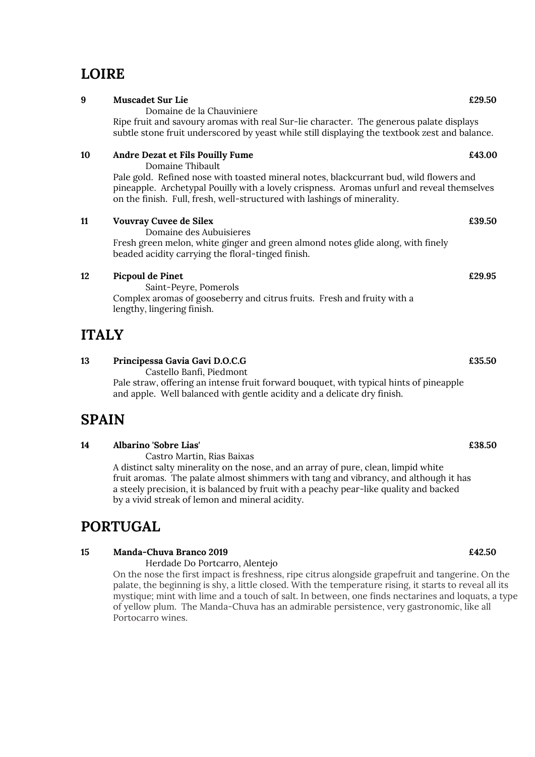## LOIRE

**9** **Muscadet Sur Lie** **£29.50**

Domaine de la Chauviniere

Ripe fruit and savoury aromas with real Sur-lie character. The generous palate displays subtle stone fruit underscored by yeast while still displaying the textbook zest and balance.

**10** **Andre Dezat et Fils Pouilly Fume** **£43.00**

Domaine Thibault

Pale gold. Refined nose with toasted mineral notes, blackcurrant bud, wild flowers and pineapple. Archetypal Pouilly with a lovely crispness. Aromas unfurl and reveal themselves on the finish. Full, fresh, well-structured with lashings of minerality.

**11** **Vouvray Cuvee de Silex** **£39.50**

Domaine des Aubuisieres

Fresh green melon, white ginger and green almond notes glide along, with finely beaded acidity carrying the floral-tinged finish.

**12** **Picpoul de Pinet** **£29.95**

Saint-Peyre, Pomerols

Complex aromas of gooseberry and citrus fruits. Fresh and fruity with a lengthy, lingering finish.

## ITALY

**13** **Principessa Gavia Gavi D.O.C.G** **£35.50**

Castello Banfi, Piedmont

Pale straw, offering an intense fruit forward bouquet, with typical hints of pineapple and apple. Well balanced with gentle acidity and a delicate dry finish.

## SPAIN

**14** **Albarino 'Sobre Lias'** **£38.50**

Castro Martin, Rias Baixas

A distinct salty minerality on the nose, and an array of pure, clean, limpid white fruit aromas. The palate almost shimmers with tang and vibrancy, and although it has a steely precision, it is balanced by fruit with a peachy pear-like quality and backed by a vivid streak of lemon and mineral acidity.

## PORTUGAL

**15** **Manda-Chuva Branco 2019** **£42.50**

Herdade Do Portcarro, Alentejo

On the nose the first impact is freshness, ripe citrus alongside grapefruit and tangerine. On the palate, the beginning is shy, a little closed. With the temperature rising, it starts to reveal all its mystique; mint with lime and a touch of salt. In between, one finds nectarines and loquats, a type of yellow plum. The Manda-Chuva has an admirable persistence, very gastronomic, like all Portocarro wines.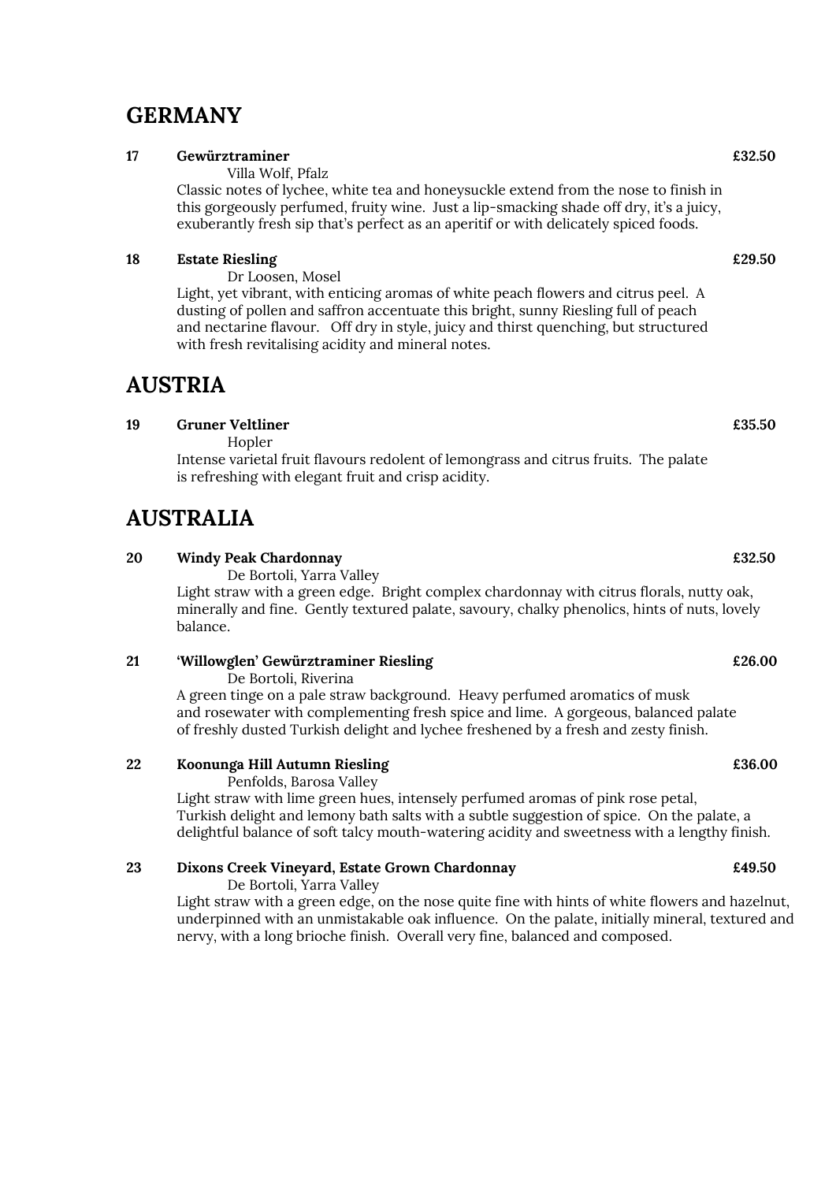## GERMANY

**17** **Gewürztraminer** **£32.50**

Villa Wolf, Pfalz

Classic notes of lychee, white tea and honeysuckle extend from the nose to finish in this gorgeously perfumed, fruity wine. Just a lip-smacking shade off dry, it's a juicy, exuberantly fresh sip that's perfect as an aperitif or with delicately spiced foods.

**18** **Estate Riesling** **£29.50**

Dr Loosen, Mosel

Light, yet vibrant, with enticing aromas of white peach flowers and citrus peel. A dusting of pollen and saffron accentuate this bright, sunny Riesling full of peach and nectarine flavour. Off dry in style, juicy and thirst quenching, but structured with fresh revitalising acidity and mineral notes.

## AUSTRIA

**19** **Gruner Veltliner** **£35.50**

Hopler

Intense varietal fruit flavours redolent of lemongrass and citrus fruits. The palate is refreshing with elegant fruit and crisp acidity.

## AUSTRALIA

**20** **Windy Peak Chardonnay** **£32.50**

De Bortoli, Yarra Valley

Light straw with a green edge. Bright complex chardonnay with citrus florals, nutty oak, minerally and fine. Gently textured palate, savoury, chalky phenolics, hints of nuts, lovely balance.

**21** **'Willowglen' Gewürztraminer Riesling** **£26.00**

De Bortoli, Riverina

A green tinge on a pale straw background. Heavy perfumed aromatics of musk and rosewater with complementing fresh spice and lime. A gorgeous, balanced palate of freshly dusted Turkish delight and lychee freshened by a fresh and zesty finish.

**22** **Koonunga Hill Autumn Riesling** **£36.00**

Penfolds, Barosa Valley

Light straw with lime green hues, intensely perfumed aromas of pink rose petal, Turkish delight and lemony bath salts with a subtle suggestion of spice. On the palate, a delightful balance of soft talcy mouth-watering acidity and sweetness with a lengthy finish.

**23** **Dixons Creek Vineyard, Estate Grown Chardonnay** **£49.50**

De Bortoli, Yarra Valley

Light straw with a green edge, on the nose quite fine with hints of white flowers and hazelnut, underpinned with an unmistakable oak influence. On the palate, initially mineral, textured and nervy, with a long brioche finish. Overall very fine, balanced and composed.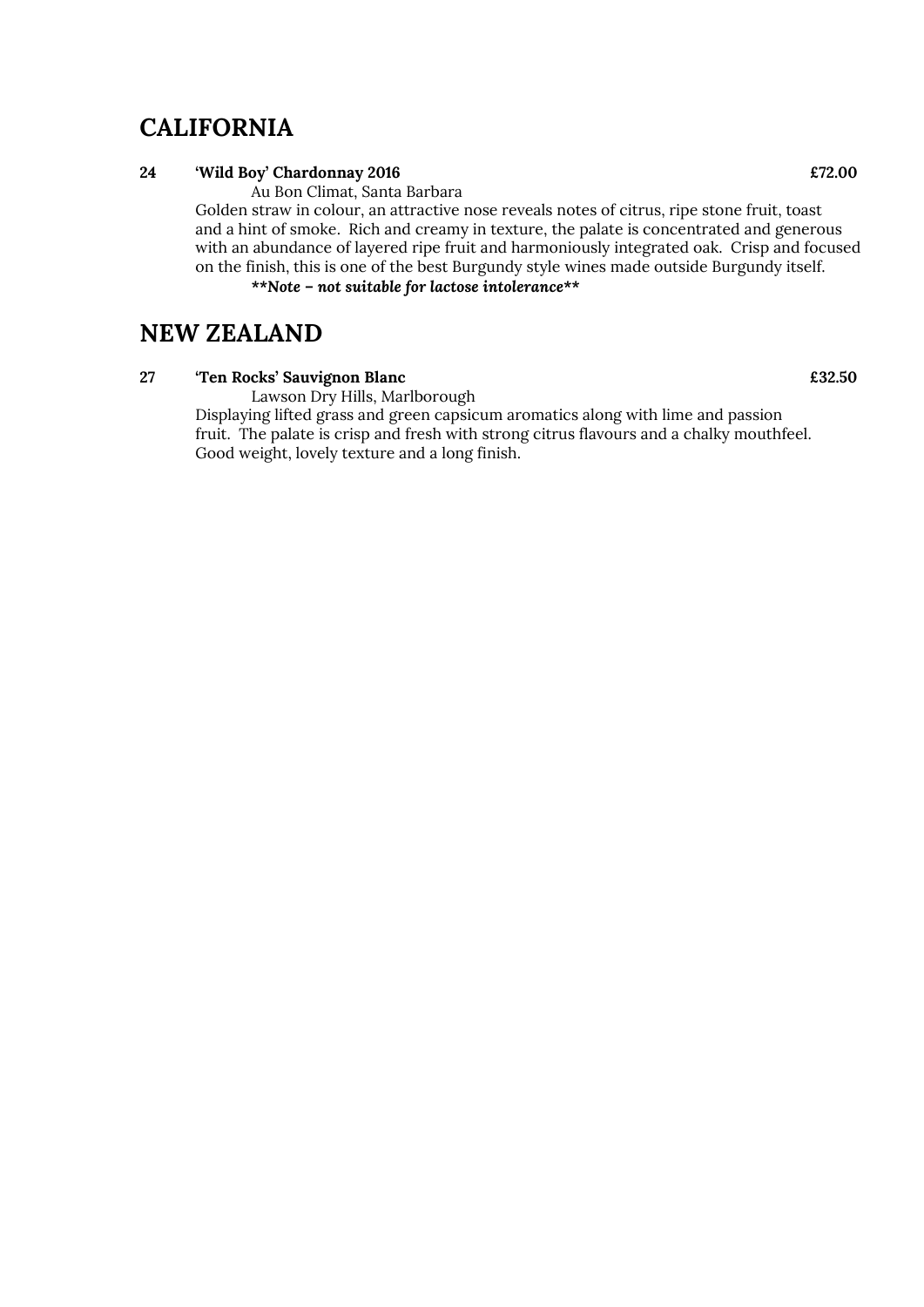## CALIFORNIA

**24 'Wild Boy' Chardonnay 2016 £72.00**

Au Bon Climat, Santa Barbara

Golden straw in colour, an attractive nose reveals notes of citrus, ripe stone fruit, toast and a hint of smoke. Rich and creamy in texture, the palate is concentrated and generous with an abundance of layered ripe fruit and harmoniously integrated oak. Crisp and focused on the finish, this is one of the best Burgundy style wines made outside Burgundy itself.

***\*\*Note – not suitable for lactose intolerance\*\****

## NEW ZEALAND

**27 'Ten Rocks' Sauvignon Blanc £32.50**

Lawson Dry Hills, Marlborough

Displaying lifted grass and green capsicum aromatics along with lime and passion fruit. The palate is crisp and fresh with strong citrus flavours and a chalky mouthfeel. Good weight, lovely texture and a long finish.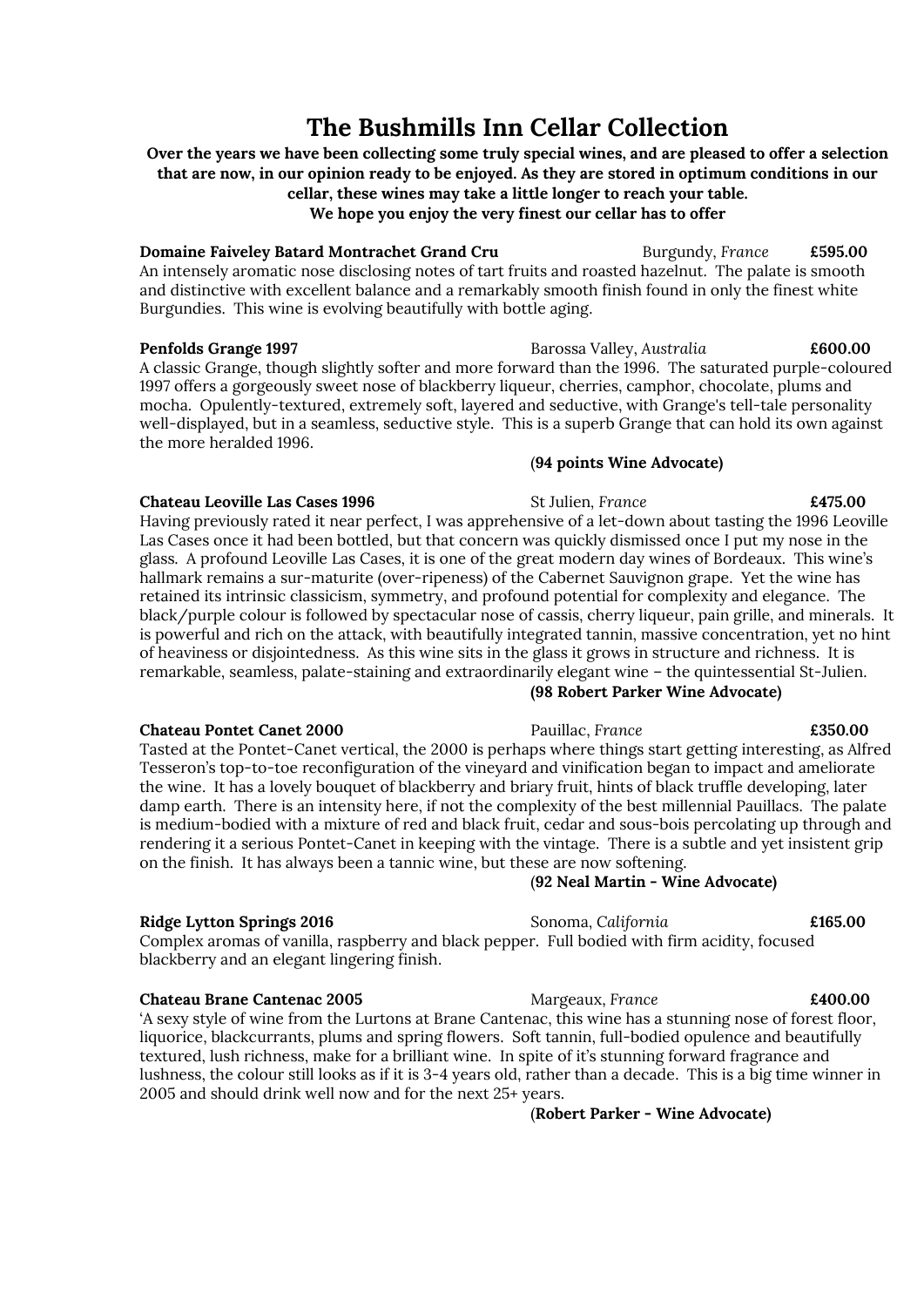# The Bushmills Inn Cellar Collection

**Over the years we have been collecting some truly special wines, and are pleased to offer a selection that are now, in our opinion ready to be enjoyed. As they are stored in optimum conditions in our cellar, these wines may take a little longer to reach your table.**
**We hope you enjoy the very finest our cellar has to offer**

**Domaine Faiveley Batard Montrachet Grand Cru** Burgundy, *France* **£595.00**
An intensely aromatic nose disclosing notes of tart fruits and roasted hazelnut. The palate is smooth and distinctive with excellent balance and a remarkably smooth finish found in only the finest white Burgundies. This wine is evolving beautifully with bottle aging.

**Penfolds Grange 1997** Barossa Valley, *Australia* **£600.00**
A classic Grange, though slightly softer and more forward than the 1996. The saturated purple-coloured 1997 offers a gorgeously sweet nose of blackberry liqueur, cherries, camphor, chocolate, plums and mocha. Opulently-textured, extremely soft, layered and seductive, with Grange's tell-tale personality well-displayed, but in a seamless, seductive style. This is a superb Grange that can hold its own against the more heralded 1996.

(**94 points Wine Advocate)**

**Chateau Leoville Las Cases 1996** St Julien, *France* **£475.00**
Having previously rated it near perfect, I was apprehensive of a let-down about tasting the 1996 Leoville Las Cases once it had been bottled, but that concern was quickly dismissed once I put my nose in the glass. A profound Leoville Las Cases, it is one of the great modern day wines of Bordeaux. This wine's hallmark remains a sur-maturite (over-ripeness) of the Cabernet Sauvignon grape. Yet the wine has retained its intrinsic classicism, symmetry, and profound potential for complexity and elegance. The black/purple colour is followed by spectacular nose of cassis, cherry liqueur, pain grille, and minerals. It is powerful and rich on the attack, with beautifully integrated tannin, massive concentration, yet no hint of heaviness or disjointedness. As this wine sits in the glass it grows in structure and richness. It is remarkable, seamless, palate-staining and extraordinarily elegant wine – the quintessential St-Julien.

**(98 Robert Parker Wine Advocate)**

**Chateau Pontet Canet 2000** Pauillac, *France* **£350.00**
Tasted at the Pontet-Canet vertical, the 2000 is perhaps where things start getting interesting, as Alfred Tesseron's top-to-toe reconfiguration of the vineyard and vinification began to impact and ameliorate the wine. It has a lovely bouquet of blackberry and briary fruit, hints of black truffle developing, later damp earth. There is an intensity here, if not the complexity of the best millennial Pauillacs. The palate is medium-bodied with a mixture of red and black fruit, cedar and sous-bois percolating up through and rendering it a serious Pontet-Canet in keeping with the vintage. There is a subtle and yet insistent grip on the finish. It has always been a tannic wine, but these are now softening.

(**92 Neal Martin - Wine Advocate)**

**Ridge Lytton Springs 2016** Sonoma, *California* **£165.00**
Complex aromas of vanilla, raspberry and black pepper. Full bodied with firm acidity, focused blackberry and an elegant lingering finish.

**Chateau Brane Cantenac 2005** Margeaux, *France* **£400.00**
'A sexy style of wine from the Lurtons at Brane Cantenac, this wine has a stunning nose of forest floor, liquorice, blackcurrants, plums and spring flowers. Soft tannin, full-bodied opulence and beautifully textured, lush richness, make for a brilliant wine. In spite of it's stunning forward fragrance and lushness, the colour still looks as if it is 3-4 years old, rather than a decade. This is a big time winner in 2005 and should drink well now and for the next 25+ years.

(**Robert Parker - Wine Advocate)**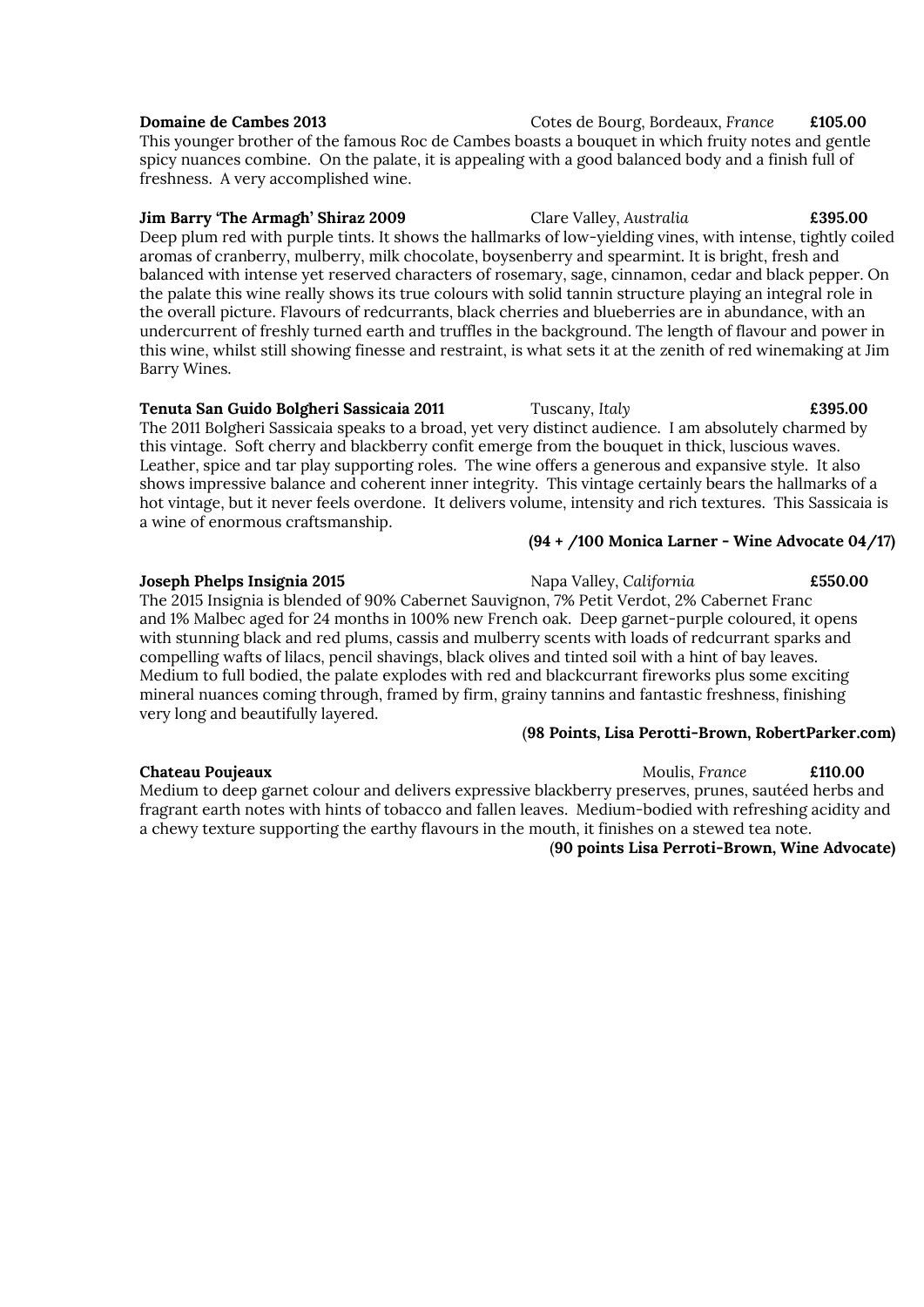**Domaine de Cambes 2013** Cotes de Bourg, Bordeaux, *France* **£105.00**

This younger brother of the famous Roc de Cambes boasts a bouquet in which fruity notes and gentle spicy nuances combine. On the palate, it is appealing with a good balanced body and a finish full of freshness. A very accomplished wine.

**Jim Barry 'The Armagh' Shiraz 2009** Clare Valley, *Australia* **£395.00**

Deep plum red with purple tints. It shows the hallmarks of low-yielding vines, with intense, tightly coiled aromas of cranberry, mulberry, milk chocolate, boysenberry and spearmint. It is bright, fresh and balanced with intense yet reserved characters of rosemary, sage, cinnamon, cedar and black pepper. On the palate this wine really shows its true colours with solid tannin structure playing an integral role in the overall picture. Flavours of redcurrants, black cherries and blueberries are in abundance, with an undercurrent of freshly turned earth and truffles in the background. The length of flavour and power in this wine, whilst still showing finesse and restraint, is what sets it at the zenith of red winemaking at Jim Barry Wines.

**Tenuta San Guido Bolgheri Sassicaia 2011** Tuscany, *Italy* **£395.00**

The 2011 Bolgheri Sassicaia speaks to a broad, yet very distinct audience. I am absolutely charmed by this vintage. Soft cherry and blackberry confit emerge from the bouquet in thick, luscious waves. Leather, spice and tar play supporting roles. The wine offers a generous and expansive style. It also shows impressive balance and coherent inner integrity. This vintage certainly bears the hallmarks of a hot vintage, but it never feels overdone. It delivers volume, intensity and rich textures. This Sassicaia is a wine of enormous craftsmanship.

**(94 + /100 Monica Larner - Wine Advocate 04/17)**

**Joseph Phelps Insignia 2015** Napa Valley, *California* **£550.00**

The 2015 Insignia is blended of 90% Cabernet Sauvignon, 7% Petit Verdot, 2% Cabernet Franc and 1% Malbec aged for 24 months in 100% new French oak. Deep garnet-purple coloured, it opens with stunning black and red plums, cassis and mulberry scents with loads of redcurrant sparks and compelling wafts of lilacs, pencil shavings, black olives and tinted soil with a hint of bay leaves. Medium to full bodied, the palate explodes with red and blackcurrant fireworks plus some exciting mineral nuances coming through, framed by firm, grainy tannins and fantastic freshness, finishing very long and beautifully layered.

**(98 Points, Lisa Perotti-Brown, RobertParker.com)**

**Chateau Poujeaux** Moulis, *France* **£110.00**

Medium to deep garnet colour and delivers expressive blackberry preserves, prunes, sautéed herbs and fragrant earth notes with hints of tobacco and fallen leaves. Medium-bodied with refreshing acidity and a chewy texture supporting the earthy flavours in the mouth, it finishes on a stewed tea note.

**(90 points Lisa Perroti-Brown, Wine Advocate)**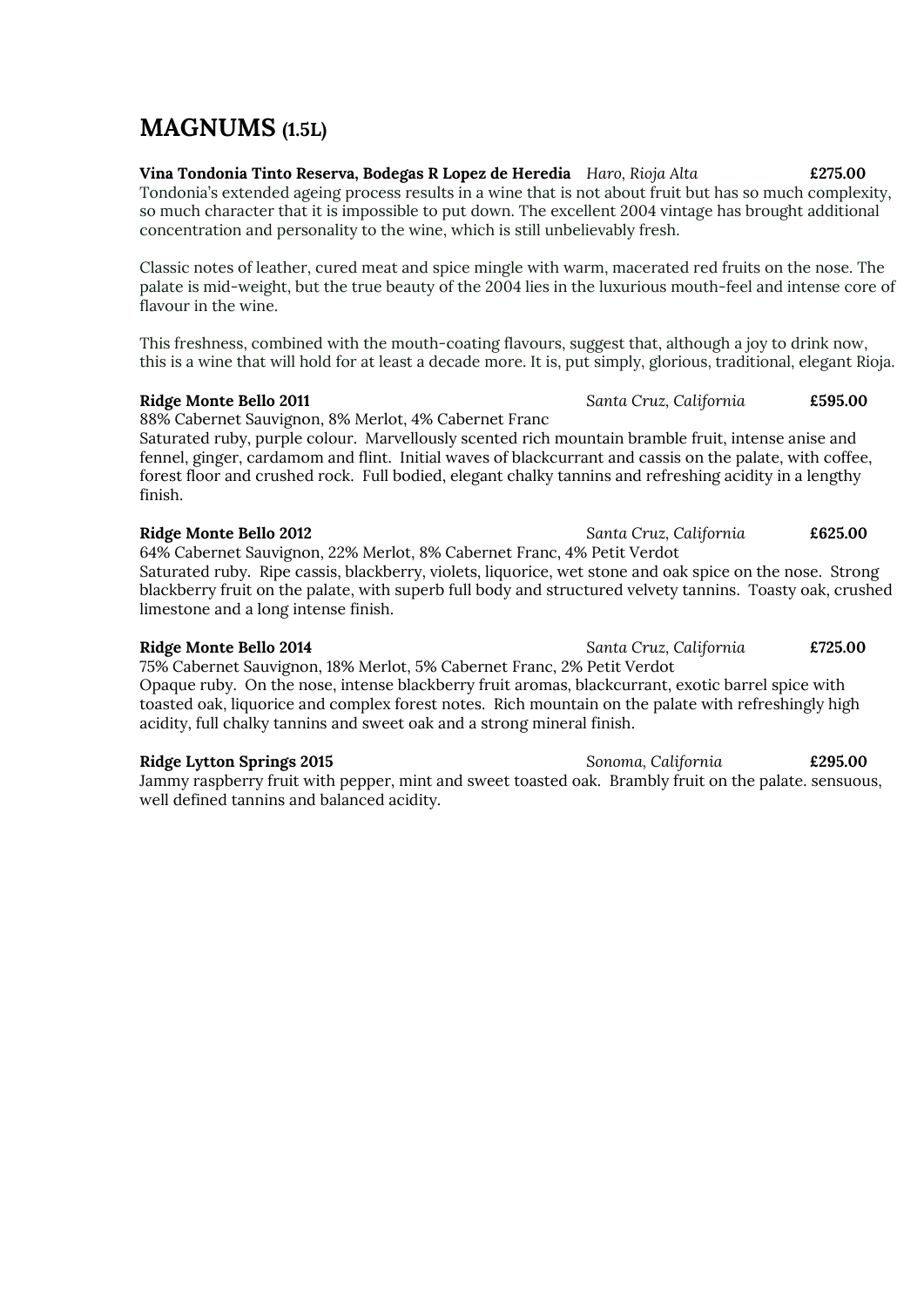# MAGNUMS (1.5L)

**Vina Tondonia Tinto Reserva, Bodegas R Lopez de Heredia** *Haro, Rioja Alta* **£275.00**
Tondonia's extended ageing process results in a wine that is not about fruit but has so much complexity, so much character that it is impossible to put down. The excellent 2004 vintage has brought additional concentration and personality to the wine, which is still unbelievably fresh.

Classic notes of leather, cured meat and spice mingle with warm, macerated red fruits on the nose. The palate is mid-weight, but the true beauty of the 2004 lies in the luxurious mouth-feel and intense core of flavour in the wine.

This freshness, combined with the mouth-coating flavours, suggest that, although a joy to drink now, this is a wine that will hold for at least a decade more. It is, put simply, glorious, traditional, elegant Rioja.

**Ridge Monte Bello 2011** *Santa Cruz, California* **£595.00**
88% Cabernet Sauvignon, 8% Merlot, 4% Cabernet Franc
Saturated ruby, purple colour. Marvellously scented rich mountain bramble fruit, intense anise and fennel, ginger, cardamom and flint. Initial waves of blackcurrant and cassis on the palate, with coffee, forest floor and crushed rock. Full bodied, elegant chalky tannins and refreshing acidity in a lengthy finish.

**Ridge Monte Bello 2012** *Santa Cruz, California* **£625.00**
64% Cabernet Sauvignon, 22% Merlot, 8% Cabernet Franc, 4% Petit Verdot
Saturated ruby. Ripe cassis, blackberry, violets, liquorice, wet stone and oak spice on the nose. Strong blackberry fruit on the palate, with superb full body and structured velvety tannins. Toasty oak, crushed limestone and a long intense finish.

**Ridge Monte Bello 2014** *Santa Cruz, California* **£725.00**
75% Cabernet Sauvignon, 18% Merlot, 5% Cabernet Franc, 2% Petit Verdot
Opaque ruby. On the nose, intense blackberry fruit aromas, blackcurrant, exotic barrel spice with toasted oak, liquorice and complex forest notes. Rich mountain on the palate with refreshingly high acidity, full chalky tannins and sweet oak and a strong mineral finish.

**Ridge Lytton Springs 2015** *Sonoma, California* **£295.00**
Jammy raspberry fruit with pepper, mint and sweet toasted oak. Brambly fruit on the palate. sensuous, well defined tannins and balanced acidity.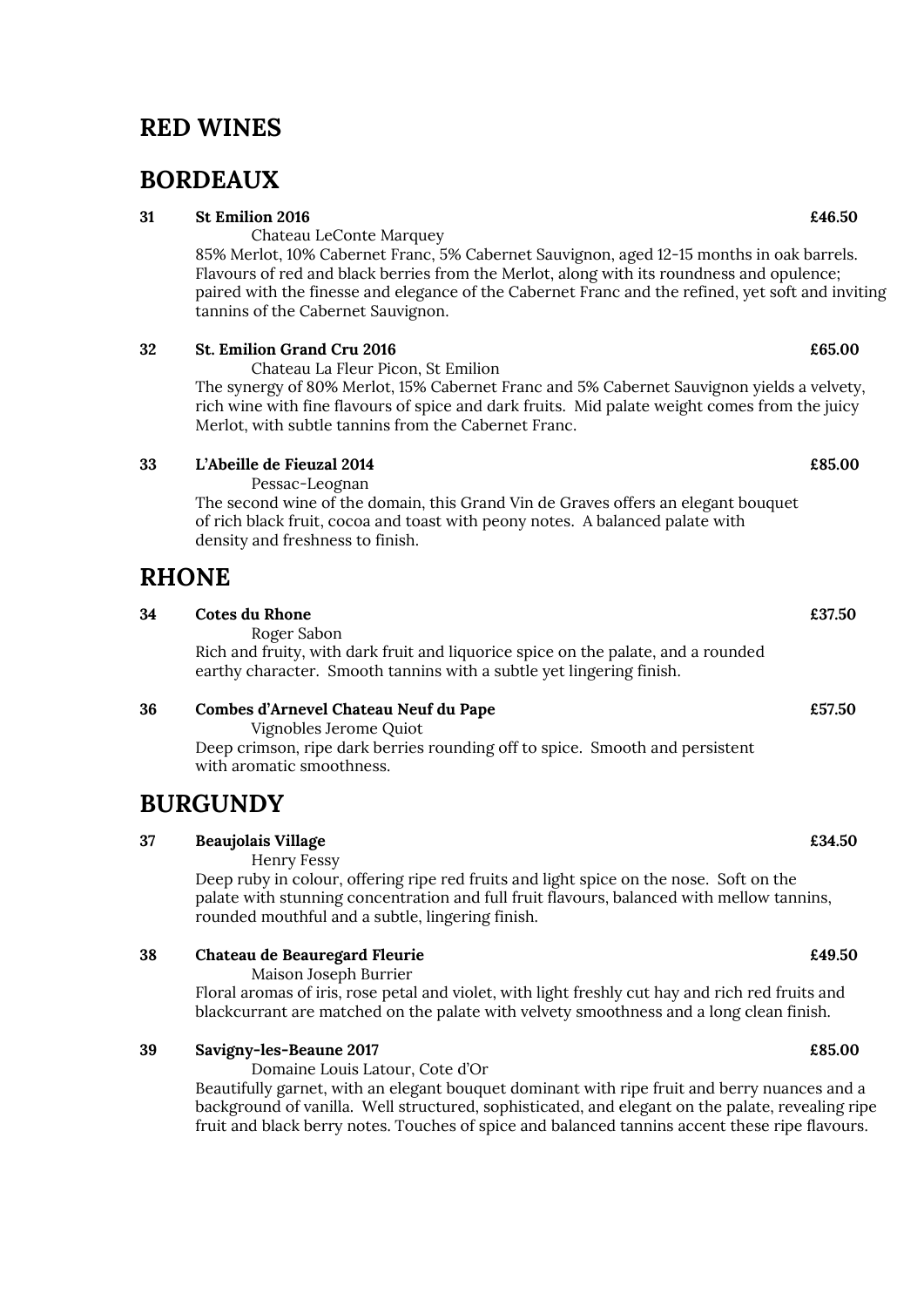# RED WINES

## BORDEAUX

**31 St Emilion 2016** **£46.50**

Chateau LeConte Marquey

85% Merlot, 10% Cabernet Franc, 5% Cabernet Sauvignon, aged 12-15 months in oak barrels. Flavours of red and black berries from the Merlot, along with its roundness and opulence; paired with the finesse and elegance of the Cabernet Franc and the refined, yet soft and inviting tannins of the Cabernet Sauvignon.

**32 St. Emilion Grand Cru 2016** **£65.00**

Chateau La Fleur Picon, St Emilion

The synergy of 80% Merlot, 15% Cabernet Franc and 5% Cabernet Sauvignon yields a velvety, rich wine with fine flavours of spice and dark fruits. Mid palate weight comes from the juicy Merlot, with subtle tannins from the Cabernet Franc.

**33 L'Abeille de Fieuzal 2014** **£85.00**

Pessac-Leognan

The second wine of the domain, this Grand Vin de Graves offers an elegant bouquet of rich black fruit, cocoa and toast with peony notes. A balanced palate with density and freshness to finish.

## RHONE

**34 Cotes du Rhone** **£37.50**

Roger Sabon

Rich and fruity, with dark fruit and liquorice spice on the palate, and a rounded earthy character. Smooth tannins with a subtle yet lingering finish.

**36 Combes d'Arnevel Chateau Neuf du Pape** **£57.50**

Vignobles Jerome Quiot

Deep crimson, ripe dark berries rounding off to spice. Smooth and persistent with aromatic smoothness.

## BURGUNDY

**37 Beaujolais Village** **£34.50**

Henry Fessy

Deep ruby in colour, offering ripe red fruits and light spice on the nose. Soft on the palate with stunning concentration and full fruit flavours, balanced with mellow tannins, rounded mouthful and a subtle, lingering finish.

**38 Chateau de Beauregard Fleurie** **£49.50**

Maison Joseph Burrier

Floral aromas of iris, rose petal and violet, with light freshly cut hay and rich red fruits and blackcurrant are matched on the palate with velvety smoothness and a long clean finish.

**39 Savigny-les-Beaune 2017** **£85.00**

Domaine Louis Latour, Cote d'Or

Beautifully garnet, with an elegant bouquet dominant with ripe fruit and berry nuances and a background of vanilla. Well structured, sophisticated, and elegant on the palate, revealing ripe fruit and black berry notes. Touches of spice and balanced tannins accent these ripe flavours.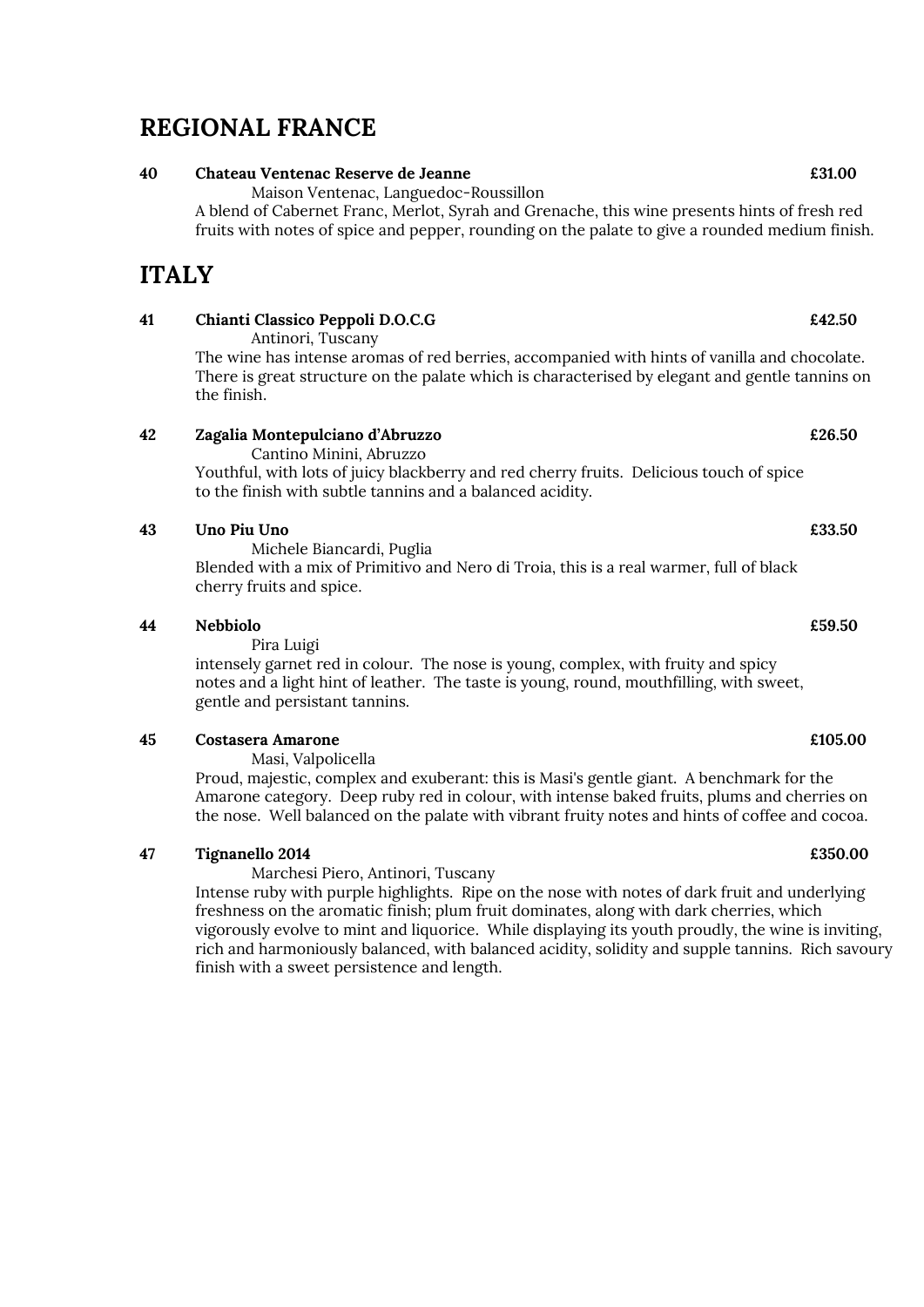## REGIONAL FRANCE

**40** **Chateau Ventenac Reserve de Jeanne** **£31.00**

Maison Ventenac, Languedoc-Roussillon

A blend of Cabernet Franc, Merlot, Syrah and Grenache, this wine presents hints of fresh red fruits with notes of spice and pepper, rounding on the palate to give a rounded medium finish.

## ITALY

**41** **Chianti Classico Peppoli D.O.C.G** **£42.50**

Antinori, Tuscany

The wine has intense aromas of red berries, accompanied with hints of vanilla and chocolate. There is great structure on the palate which is characterised by elegant and gentle tannins on the finish.

**42** **Zagalia Montepulciano d'Abruzzo** **£26.50**

Cantino Minini, Abruzzo

Youthful, with lots of juicy blackberry and red cherry fruits. Delicious touch of spice to the finish with subtle tannins and a balanced acidity.

**43** **Uno Piu Uno** **£33.50**

Michele Biancardi, Puglia

Blended with a mix of Primitivo and Nero di Troia, this is a real warmer, full of black cherry fruits and spice.

**44** **Nebbiolo** **£59.50**

Pira Luigi

intensely garnet red in colour. The nose is young, complex, with fruity and spicy notes and a light hint of leather. The taste is young, round, mouthfilling, with sweet, gentle and persistant tannins.

**45** **Costasera Amarone** **£105.00**

Masi, Valpolicella

Proud, majestic, complex and exuberant: this is Masi's gentle giant. A benchmark for the Amarone category. Deep ruby red in colour, with intense baked fruits, plums and cherries on the nose. Well balanced on the palate with vibrant fruity notes and hints of coffee and cocoa.

**47** **Tignanello 2014** **£350.00**

Marchesi Piero, Antinori, Tuscany

Intense ruby with purple highlights. Ripe on the nose with notes of dark fruit and underlying freshness on the aromatic finish; plum fruit dominates, along with dark cherries, which vigorously evolve to mint and liquorice. While displaying its youth proudly, the wine is inviting, rich and harmoniously balanced, with balanced acidity, solidity and supple tannins. Rich savoury finish with a sweet persistence and length.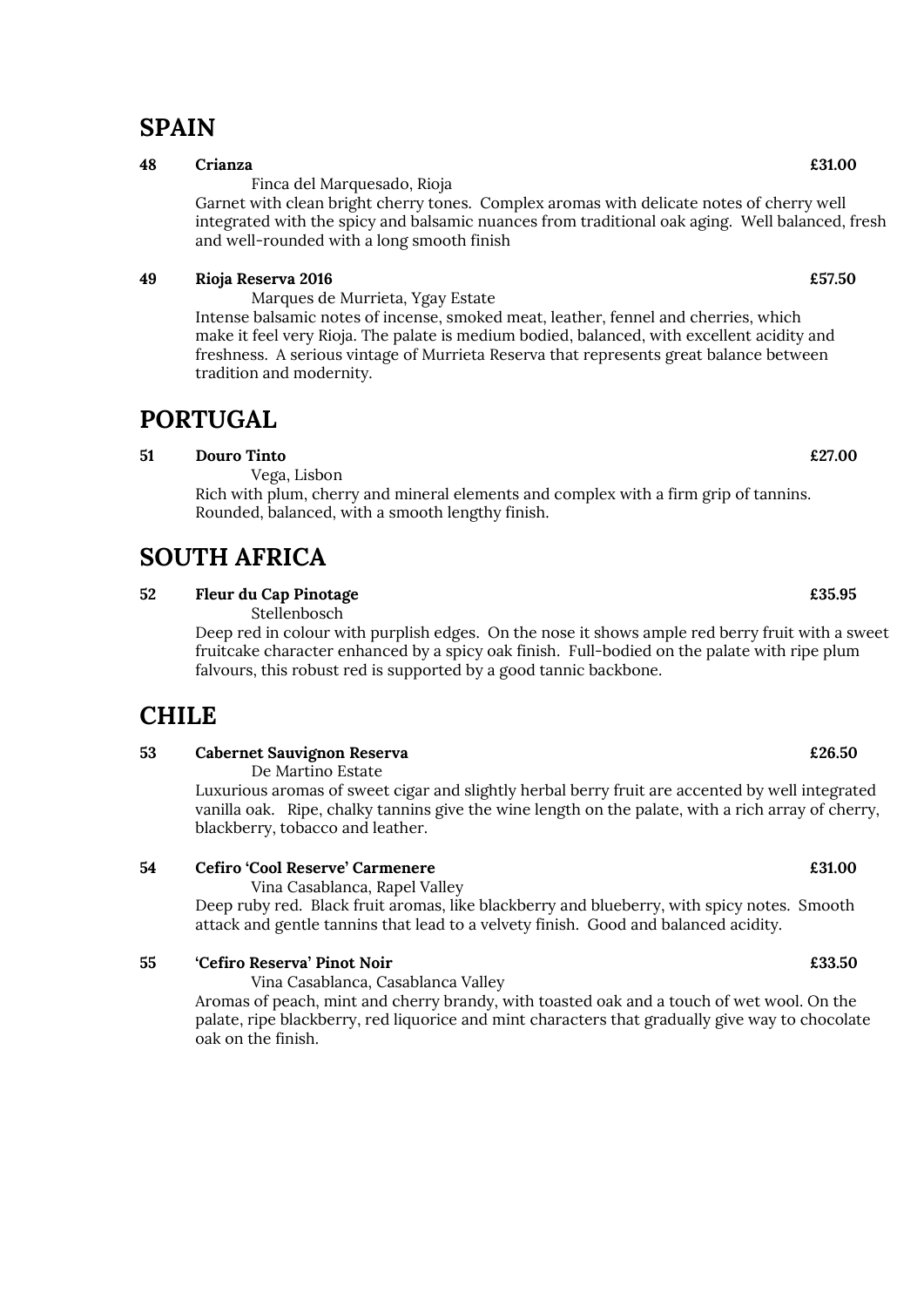## SPAIN

**48 Crianza** **£31.00**

Finca del Marquesado, Rioja

Garnet with clean bright cherry tones. Complex aromas with delicate notes of cherry well integrated with the spicy and balsamic nuances from traditional oak aging. Well balanced, fresh and well-rounded with a long smooth finish

**49 Rioja Reserva 2016** **£57.50**

Marques de Murrieta, Ygay Estate

Intense balsamic notes of incense, smoked meat, leather, fennel and cherries, which make it feel very Rioja. The palate is medium bodied, balanced, with excellent acidity and freshness. A serious vintage of Murrieta Reserva that represents great balance between tradition and modernity.

## PORTUGAL

**51 Douro Tinto** **£27.00**

Vega, Lisbon

Rich with plum, cherry and mineral elements and complex with a firm grip of tannins. Rounded, balanced, with a smooth lengthy finish.

## SOUTH AFRICA

**52 Fleur du Cap Pinotage** **£35.95**

Stellenbosch

Deep red in colour with purplish edges. On the nose it shows ample red berry fruit with a sweet fruitcake character enhanced by a spicy oak finish. Full-bodied on the palate with ripe plum falvours, this robust red is supported by a good tannic backbone.

## CHILE

**53 Cabernet Sauvignon Reserva** **£26.50**

De Martino Estate

Luxurious aromas of sweet cigar and slightly herbal berry fruit are accented by well integrated vanilla oak. Ripe, chalky tannins give the wine length on the palate, with a rich array of cherry, blackberry, tobacco and leather.

**54 Cefiro 'Cool Reserve' Carmenere** **£31.00**

Vina Casablanca, Rapel Valley

Deep ruby red. Black fruit aromas, like blackberry and blueberry, with spicy notes. Smooth attack and gentle tannins that lead to a velvety finish. Good and balanced acidity.

**55 'Cefiro Reserva' Pinot Noir** **£33.50**

Vina Casablanca, Casablanca Valley

Aromas of peach, mint and cherry brandy, with toasted oak and a touch of wet wool. On the palate, ripe blackberry, red liquorice and mint characters that gradually give way to chocolate oak on the finish.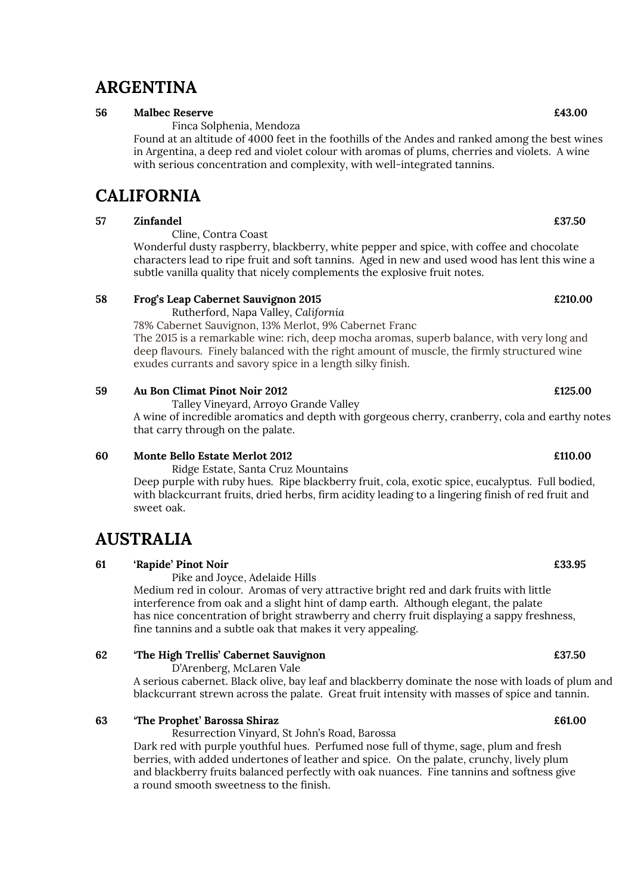# ARGENTINA

**56 Malbec Reserve** **£43.00**

Finca Solphenia, Mendoza

Found at an altitude of 4000 feet in the foothills of the Andes and ranked among the best wines in Argentina, a deep red and violet colour with aromas of plums, cherries and violets. A wine with serious concentration and complexity, with well-integrated tannins.

# CALIFORNIA

**57 Zinfandel** **£37.50**

Cline, Contra Coast

Wonderful dusty raspberry, blackberry, white pepper and spice, with coffee and chocolate characters lead to ripe fruit and soft tannins. Aged in new and used wood has lent this wine a subtle vanilla quality that nicely complements the explosive fruit notes.

**58 Frog's Leap Cabernet Sauvignon 2015** **£210.00**

Rutherford, Napa Valley, *California*

78% Cabernet Sauvignon, 13% Merlot, 9% Cabernet Franc

The 2015 is a remarkable wine: rich, deep mocha aromas, superb balance, with very long and deep flavours. Finely balanced with the right amount of muscle, the firmly structured wine exudes currants and savory spice in a length silky finish.

**59 Au Bon Climat Pinot Noir 2012** **£125.00**

Talley Vineyard, Arroyo Grande Valley

A wine of incredible aromatics and depth with gorgeous cherry, cranberry, cola and earthy notes that carry through on the palate.

**60 Monte Bello Estate Merlot 2012** **£110.00**

Ridge Estate, Santa Cruz Mountains

Deep purple with ruby hues. Ripe blackberry fruit, cola, exotic spice, eucalyptus. Full bodied, with blackcurrant fruits, dried herbs, firm acidity leading to a lingering finish of red fruit and sweet oak.

# AUSTRALIA

**61 'Rapide' Pinot Noir** **£33.95**

Pike and Joyce, Adelaide Hills

Medium red in colour. Aromas of very attractive bright red and dark fruits with little interference from oak and a slight hint of damp earth. Although elegant, the palate has nice concentration of bright strawberry and cherry fruit displaying a sappy freshness, fine tannins and a subtle oak that makes it very appealing.

**62 'The High Trellis' Cabernet Sauvignon** **£37.50**

D'Arenberg, McLaren Vale

A serious cabernet. Black olive, bay leaf and blackberry dominate the nose with loads of plum and blackcurrant strewn across the palate. Great fruit intensity with masses of spice and tannin.

**63 'The Prophet' Barossa Shiraz** **£61.00**

Resurrection Vinyard, St John's Road, Barossa

Dark red with purple youthful hues. Perfumed nose full of thyme, sage, plum and fresh berries, with added undertones of leather and spice. On the palate, crunchy, lively plum and blackberry fruits balanced perfectly with oak nuances. Fine tannins and softness give a round smooth sweetness to the finish.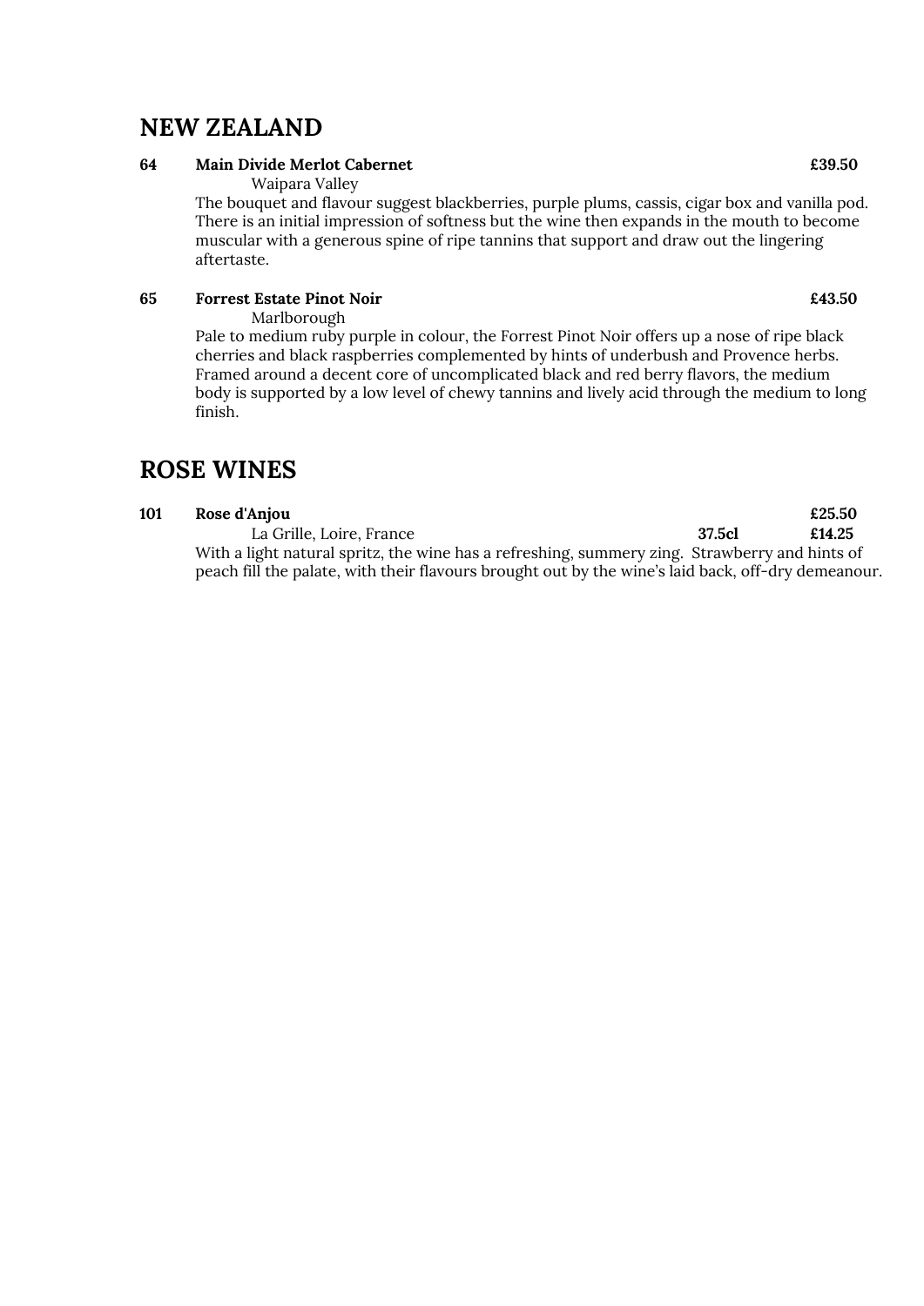## NEW ZEALAND

**64** **Main Divide Merlot Cabernet** **£39.50**

Waipara Valley

The bouquet and flavour suggest blackberries, purple plums, cassis, cigar box and vanilla pod. There is an initial impression of softness but the wine then expands in the mouth to become muscular with a generous spine of ripe tannins that support and draw out the lingering aftertaste.

**65** **Forrest Estate Pinot Noir** **£43.50**

Marlborough

Pale to medium ruby purple in colour, the Forrest Pinot Noir offers up a nose of ripe black cherries and black raspberries complemented by hints of underbush and Provence herbs. Framed around a decent core of uncomplicated black and red berry flavors, the medium body is supported by a low level of chewy tannins and lively acid through the medium to long finish.

## ROSE WINES

**101** **Rose d'Anjou** **£25.50**

La Grille, Loire, France **37.5cl** **£14.25**

With a light natural spritz, the wine has a refreshing, summery zing. Strawberry and hints of peach fill the palate, with their flavours brought out by the wine’s laid back, off-dry demeanour.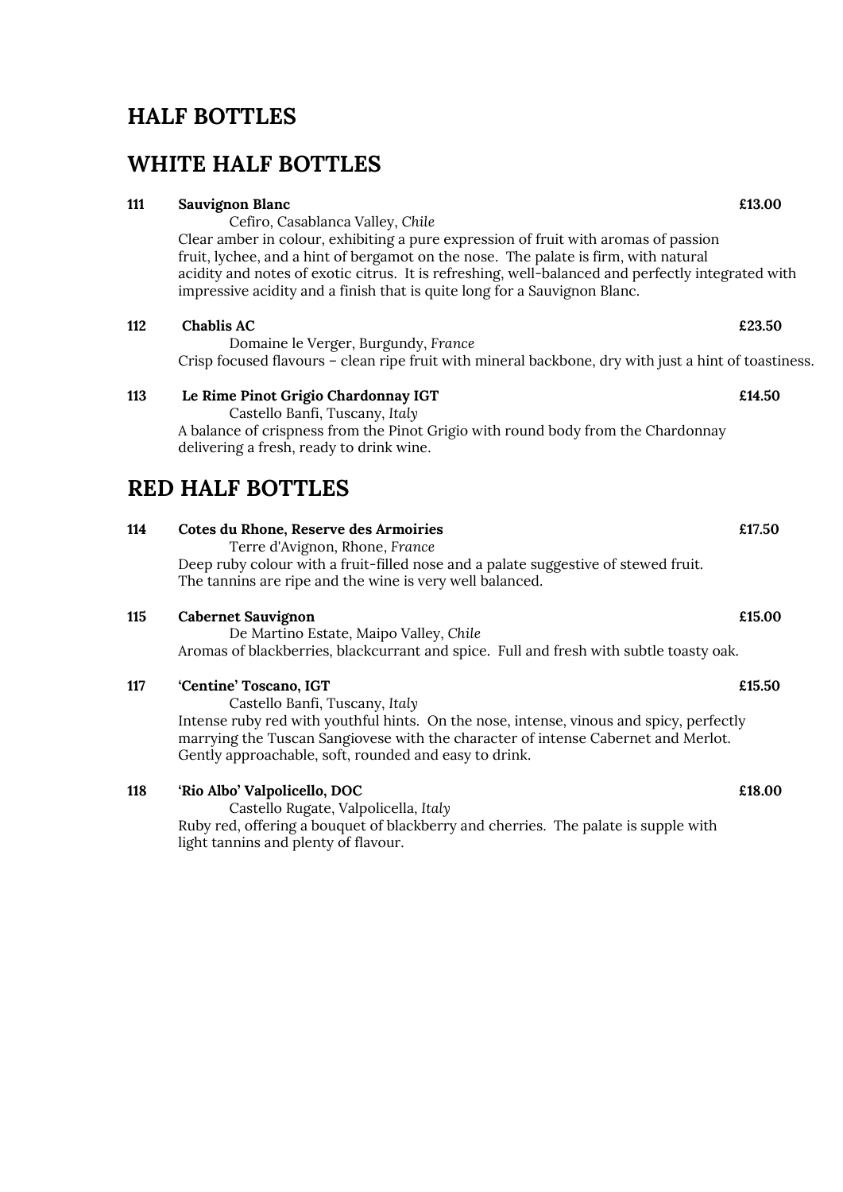# HALF BOTTLES

## WHITE HALF BOTTLES

**111** **Sauvignon Blanc** **£13.00**

Cefiro, Casablanca Valley, *Chile*

Clear amber in colour, exhibiting a pure expression of fruit with aromas of passion fruit, lychee, and a hint of bergamot on the nose. The palate is firm, with natural acidity and notes of exotic citrus. It is refreshing, well-balanced and perfectly integrated with impressive acidity and a finish that is quite long for a Sauvignon Blanc.

**112** **Chablis AC** **£23.50**

Domaine le Verger, Burgundy, *France*

Crisp focused flavours – clean ripe fruit with mineral backbone, dry with just a hint of toastiness.

**113** **Le Rime Pinot Grigio Chardonnay IGT** **£14.50**

Castello Banfi, Tuscany, *Italy*

A balance of crispness from the Pinot Grigio with round body from the Chardonnay delivering a fresh, ready to drink wine.

## RED HALF BOTTLES

**114** **Cotes du Rhone, Reserve des Armoiries** **£17.50**

Terre d'Avignon, Rhone, *France*

Deep ruby colour with a fruit-filled nose and a palate suggestive of stewed fruit. The tannins are ripe and the wine is very well balanced.

**115** **Cabernet Sauvignon** **£15.00**

De Martino Estate, Maipo Valley, *Chile*

Aromas of blackberries, blackcurrant and spice. Full and fresh with subtle toasty oak.

**117** **'Centine' Toscano, IGT** **£15.50**

Castello Banfi, Tuscany, *Italy*

Intense ruby red with youthful hints. On the nose, intense, vinous and spicy, perfectly marrying the Tuscan Sangiovese with the character of intense Cabernet and Merlot. Gently approachable, soft, rounded and easy to drink.

**118** **'Rio Albo' Valpolicello, DOC** **£18.00**

Castello Rugate, Valpolicella, *Italy*

Ruby red, offering a bouquet of blackberry and cherries. The palate is supple with light tannins and plenty of flavour.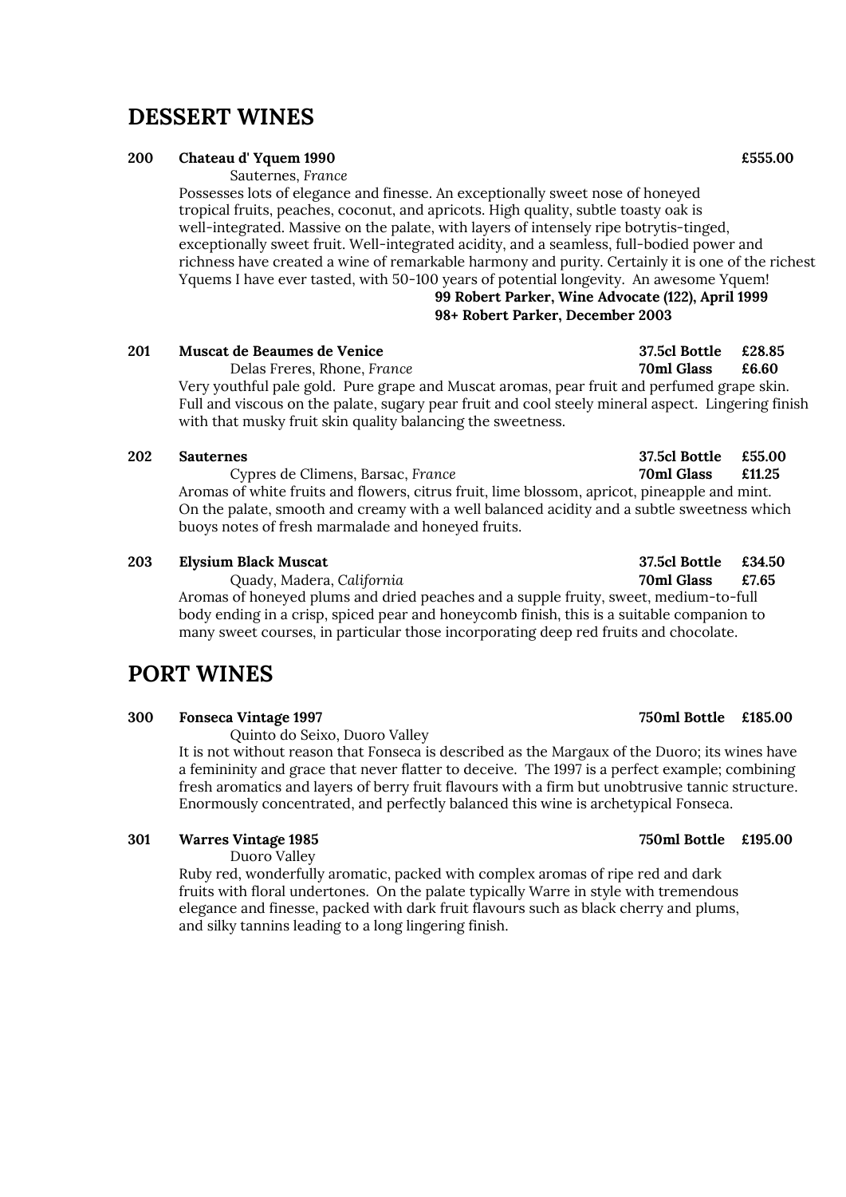## DESSERT WINES

**200** **Chateau d' Yquem 1990** **£555.00**

Sauternes, *France*

Possesses lots of elegance and finesse. An exceptionally sweet nose of honeyed tropical fruits, peaches, coconut, and apricots. High quality, subtle toasty oak is well-integrated. Massive on the palate, with layers of intensely ripe botrytis-tinged, exceptionally sweet fruit. Well-integrated acidity, and a seamless, full-bodied power and richness have created a wine of remarkable harmony and purity. Certainly it is one of the richest Yquems I have ever tasted, with 50-100 years of potential longevity. An awesome Yquem!

**99 Robert Parker, Wine Advocate (122), April 1999**
**98+ Robert Parker, December 2003**

**201** **Muscat de Beaumes de Venice** **37.5cl Bottle £28.85**

Delas Freres, Rhone, *France* **70ml Glass £6.60**

Very youthful pale gold. Pure grape and Muscat aromas, pear fruit and perfumed grape skin. Full and viscous on the palate, sugary pear fruit and cool steely mineral aspect. Lingering finish with that musky fruit skin quality balancing the sweetness.

**202** **Sauternes** **37.5cl Bottle £55.00**

Cypres de Climens, Barsac, *France* **70ml Glass £11.25**

Aromas of white fruits and flowers, citrus fruit, lime blossom, apricot, pineapple and mint. On the palate, smooth and creamy with a well balanced acidity and a subtle sweetness which buoys notes of fresh marmalade and honeyed fruits.

**203** **Elysium Black Muscat** **37.5cl Bottle £34.50**

Quady, Madera, *California* **70ml Glass £7.65**

Aromas of honeyed plums and dried peaches and a supple fruity, sweet, medium-to-full body ending in a crisp, spiced pear and honeycomb finish, this is a suitable companion to many sweet courses, in particular those incorporating deep red fruits and chocolate.

## PORT WINES

**300** **Fonseca Vintage 1997** **750ml Bottle £185.00**

Quinto do Seixo, Duoro Valley

It is not without reason that Fonseca is described as the Margaux of the Duoro; its wines have a femininity and grace that never flatter to deceive. The 1997 is a perfect example; combining fresh aromatics and layers of berry fruit flavours with a firm but unobtrusive tannic structure. Enormously concentrated, and perfectly balanced this wine is archetypical Fonseca.

**301** **Warres Vintage 1985** **750ml Bottle £195.00**

Duoro Valley

Ruby red, wonderfully aromatic, packed with complex aromas of ripe red and dark fruits with floral undertones. On the palate typically Warre in style with tremendous elegance and finesse, packed with dark fruit flavours such as black cherry and plums, and silky tannins leading to a long lingering finish.